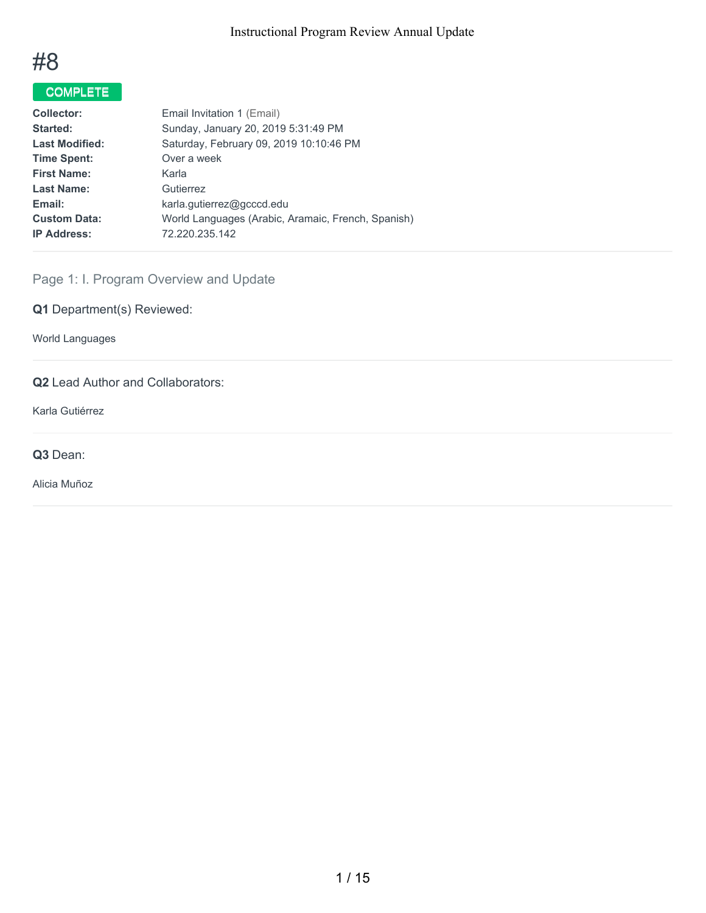# #8

**COMPLETE**

| | |
|---|---|
| **Collector:** | Email Invitation 1 (Email) |
| **Started:** | Sunday, January 20, 2019 5:31:49 PM |
| **Last Modified:** | Saturday, February 09, 2019 10:10:46 PM |
| **Time Spent:** | Over a week |
| **First Name:** | Karla |
| **Last Name:** | Gutierrez |
| **Email:** | karla.gutierrez@gcccd.edu |
| **Custom Data:** | World Languages (Arabic, Aramaic, French, Spanish) |
| **IP Address:** | 72.220.235.142 |

## Page 1: I. Program Overview and Update

**Q1** Department(s) Reviewed:

World Languages

**Q2** Lead Author and Collaborators:

Karla Gutiérrez

**Q3** Dean:

Alicia Muñoz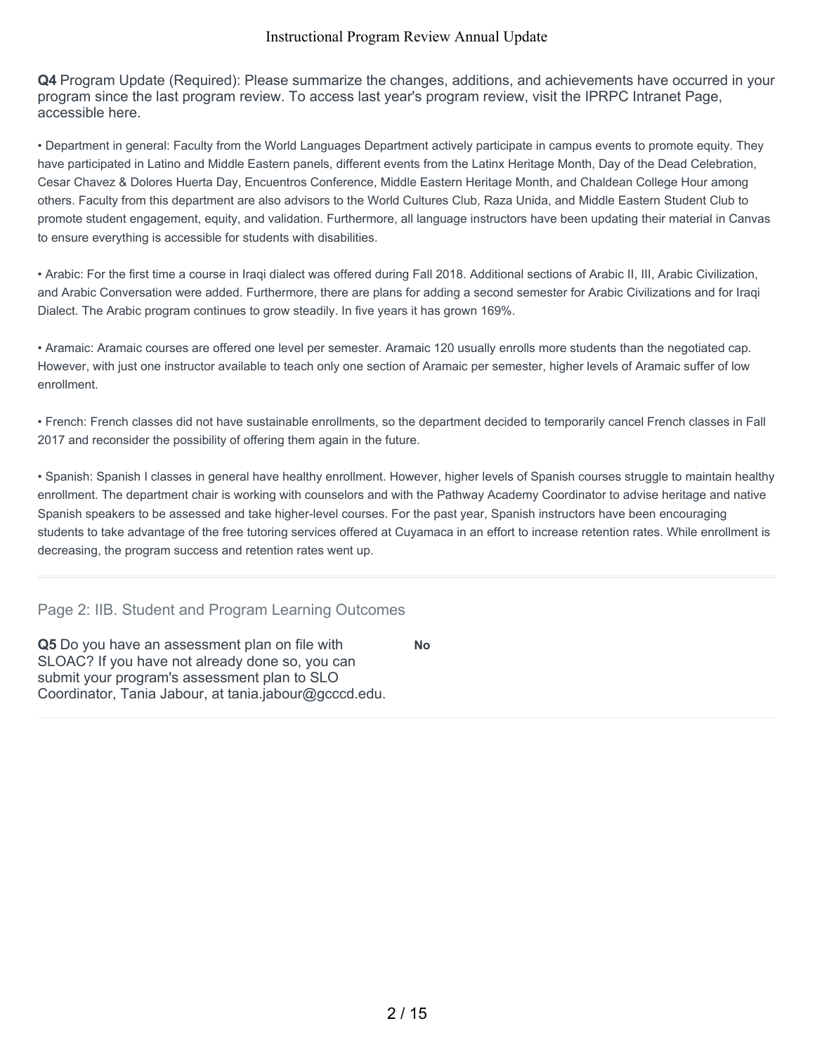**Q4** Program Update (Required): Please summarize the changes, additions, and achievements have occurred in your program since the last program review. To access last year's program review, visit the IPRPC Intranet Page, accessible here.

• Department in general: Faculty from the World Languages Department actively participate in campus events to promote equity. They have participated in Latino and Middle Eastern panels, different events from the Latinx Heritage Month, Day of the Dead Celebration, Cesar Chavez & Dolores Huerta Day, Encuentros Conference, Middle Eastern Heritage Month, and Chaldean College Hour among others. Faculty from this department are also advisors to the World Cultures Club, Raza Unida, and Middle Eastern Student Club to promote student engagement, equity, and validation. Furthermore, all language instructors have been updating their material in Canvas to ensure everything is accessible for students with disabilities.

• Arabic: For the first time a course in Iraqi dialect was offered during Fall 2018. Additional sections of Arabic II, III, Arabic Civilization, and Arabic Conversation were added. Furthermore, there are plans for adding a second semester for Arabic Civilizations and for Iraqi Dialect. The Arabic program continues to grow steadily. In five years it has grown 169%.

• Aramaic: Aramaic courses are offered one level per semester. Aramaic 120 usually enrolls more students than the negotiated cap. However, with just one instructor available to teach only one section of Aramaic per semester, higher levels of Aramaic suffer of low enrollment.

• French: French classes did not have sustainable enrollments, so the department decided to temporarily cancel French classes in Fall 2017 and reconsider the possibility of offering them again in the future.

• Spanish: Spanish I classes in general have healthy enrollment. However, higher levels of Spanish courses struggle to maintain healthy enrollment. The department chair is working with counselors and with the Pathway Academy Coordinator to advise heritage and native Spanish speakers to be assessed and take higher-level courses. For the past year, Spanish instructors have been encouraging students to take advantage of the free tutoring services offered at Cuyamaca in an effort to increase retention rates. While enrollment is decreasing, the program success and retention rates went up.

## Page 2: IIB. Student and Program Learning Outcomes

**Q5** Do you have an assessment plan on file with SLOAC? If you have not already done so, you can submit your program's assessment plan to SLO Coordinator, Tania Jabour, at tania.jabour@gcccd.edu.

**No**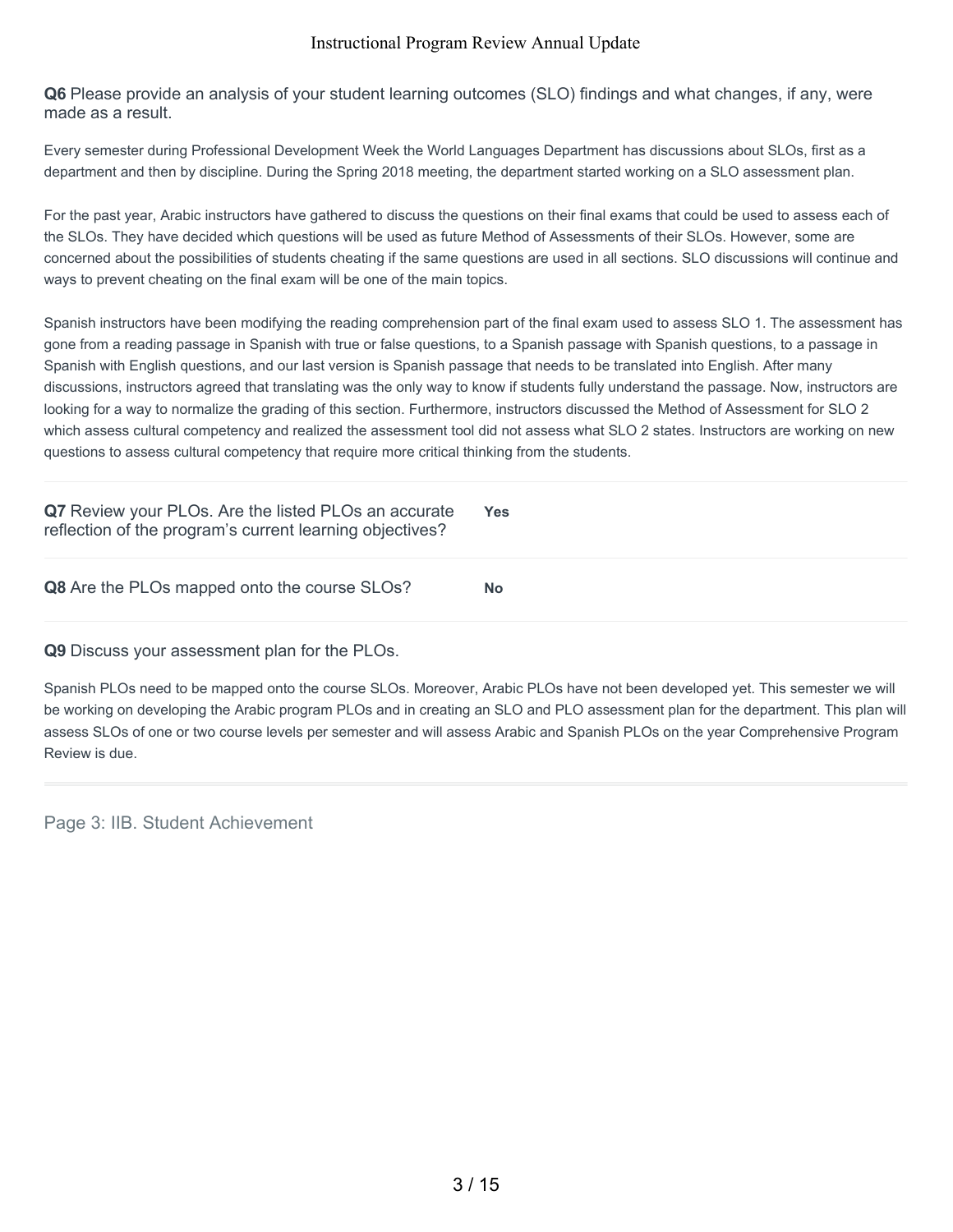**Q6** Please provide an analysis of your student learning outcomes (SLO) findings and what changes, if any, were made as a result.

Every semester during Professional Development Week the World Languages Department has discussions about SLOs, first as a department and then by discipline. During the Spring 2018 meeting, the department started working on a SLO assessment plan.

For the past year, Arabic instructors have gathered to discuss the questions on their final exams that could be used to assess each of the SLOs. They have decided which questions will be used as future Method of Assessments of their SLOs. However, some are concerned about the possibilities of students cheating if the same questions are used in all sections. SLO discussions will continue and ways to prevent cheating on the final exam will be one of the main topics.

Spanish instructors have been modifying the reading comprehension part of the final exam used to assess SLO 1. The assessment has gone from a reading passage in Spanish with true or false questions, to a Spanish passage with Spanish questions, to a passage in Spanish with English questions, and our last version is Spanish passage that needs to be translated into English. After many discussions, instructors agreed that translating was the only way to know if students fully understand the passage. Now, instructors are looking for a way to normalize the grading of this section. Furthermore, instructors discussed the Method of Assessment for SLO 2 which assess cultural competency and realized the assessment tool did not assess what SLO 2 states. Instructors are working on new questions to assess cultural competency that require more critical thinking from the students.

**Q7** Review your PLOs. Are the listed PLOs an accurate reflection of the program's current learning objectives? **Yes**

**Q8** Are the PLOs mapped onto the course SLOs? **No**

**Q9** Discuss your assessment plan for the PLOs.

Spanish PLOs need to be mapped onto the course SLOs. Moreover, Arabic PLOs have not been developed yet. This semester we will be working on developing the Arabic program PLOs and in creating an SLO and PLO assessment plan for the department. This plan will assess SLOs of one or two course levels per semester and will assess Arabic and Spanish PLOs on the year Comprehensive Program Review is due.

Page 3: IIB. Student Achievement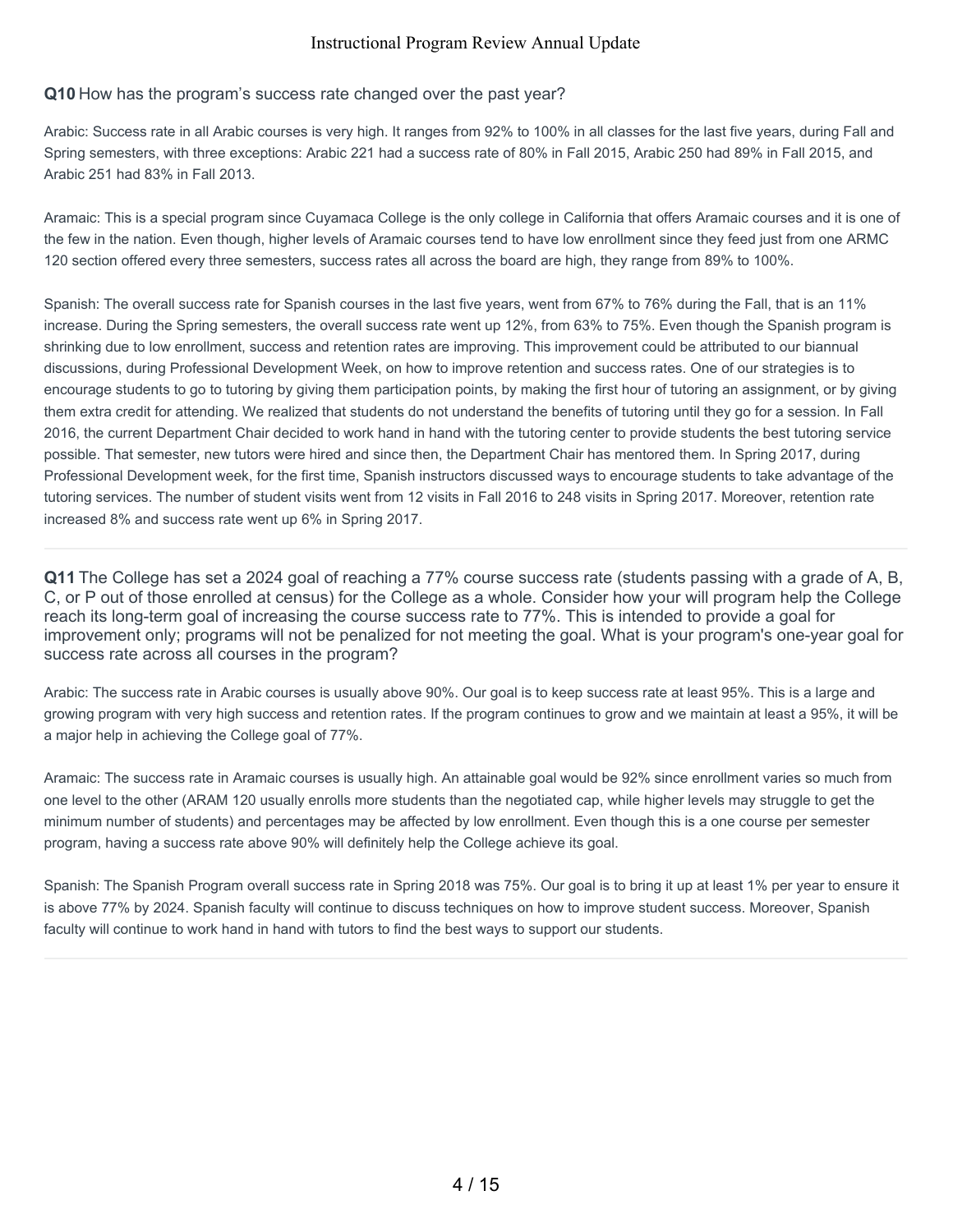**Q10** How has the program's success rate changed over the past year?

Arabic: Success rate in all Arabic courses is very high. It ranges from 92% to 100% in all classes for the last five years, during Fall and Spring semesters, with three exceptions: Arabic 221 had a success rate of 80% in Fall 2015, Arabic 250 had 89% in Fall 2015, and Arabic 251 had 83% in Fall 2013.

Aramaic: This is a special program since Cuyamaca College is the only college in California that offers Aramaic courses and it is one of the few in the nation. Even though, higher levels of Aramaic courses tend to have low enrollment since they feed just from one ARMC 120 section offered every three semesters, success rates all across the board are high, they range from 89% to 100%.

Spanish: The overall success rate for Spanish courses in the last five years, went from 67% to 76% during the Fall, that is an 11% increase. During the Spring semesters, the overall success rate went up 12%, from 63% to 75%. Even though the Spanish program is shrinking due to low enrollment, success and retention rates are improving. This improvement could be attributed to our biannual discussions, during Professional Development Week, on how to improve retention and success rates. One of our strategies is to encourage students to go to tutoring by giving them participation points, by making the first hour of tutoring an assignment, or by giving them extra credit for attending. We realized that students do not understand the benefits of tutoring until they go for a session. In Fall 2016, the current Department Chair decided to work hand in hand with the tutoring center to provide students the best tutoring service possible. That semester, new tutors were hired and since then, the Department Chair has mentored them. In Spring 2017, during Professional Development week, for the first time, Spanish instructors discussed ways to encourage students to take advantage of the tutoring services. The number of student visits went from 12 visits in Fall 2016 to 248 visits in Spring 2017. Moreover, retention rate increased 8% and success rate went up 6% in Spring 2017.

---

**Q11** The College has set a 2024 goal of reaching a 77% course success rate (students passing with a grade of A, B, C, or P out of those enrolled at census) for the College as a whole. Consider how your will program help the College reach its long-term goal of increasing the course success rate to 77%. This is intended to provide a goal for improvement only; programs will not be penalized for not meeting the goal. What is your program's one-year goal for success rate across all courses in the program?

Arabic: The success rate in Arabic courses is usually above 90%. Our goal is to keep success rate at least 95%. This is a large and growing program with very high success and retention rates. If the program continues to grow and we maintain at least a 95%, it will be a major help in achieving the College goal of 77%.

Aramaic: The success rate in Aramaic courses is usually high. An attainable goal would be 92% since enrollment varies so much from one level to the other (ARAM 120 usually enrolls more students than the negotiated cap, while higher levels may struggle to get the minimum number of students) and percentages may be affected by low enrollment. Even though this is a one course per semester program, having a success rate above 90% will definitely help the College achieve its goal.

Spanish: The Spanish Program overall success rate in Spring 2018 was 75%. Our goal is to bring it up at least 1% per year to ensure it is above 77% by 2024. Spanish faculty will continue to discuss techniques on how to improve student success. Moreover, Spanish faculty will continue to work hand in hand with tutors to find the best ways to support our students.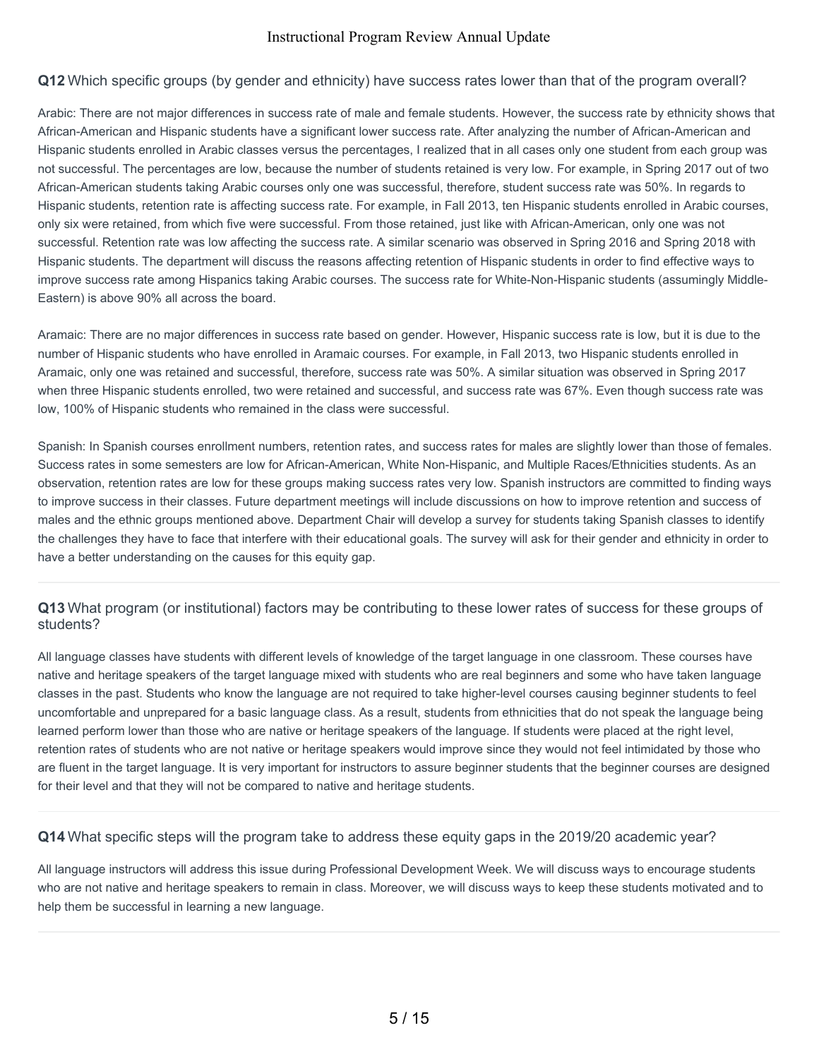**Q12** Which specific groups (by gender and ethnicity) have success rates lower than that of the program overall?

Arabic: There are not major differences in success rate of male and female students. However, the success rate by ethnicity shows that African-American and Hispanic students have a significant lower success rate. After analyzing the number of African-American and Hispanic students enrolled in Arabic classes versus the percentages, I realized that in all cases only one student from each group was not successful. The percentages are low, because the number of students retained is very low. For example, in Spring 2017 out of two African-American students taking Arabic courses only one was successful, therefore, student success rate was 50%. In regards to Hispanic students, retention rate is affecting success rate. For example, in Fall 2013, ten Hispanic students enrolled in Arabic courses, only six were retained, from which five were successful. From those retained, just like with African-American, only one was not successful. Retention rate was low affecting the success rate. A similar scenario was observed in Spring 2016 and Spring 2018 with Hispanic students. The department will discuss the reasons affecting retention of Hispanic students in order to find effective ways to improve success rate among Hispanics taking Arabic courses. The success rate for White-Non-Hispanic students (assumingly Middle-Eastern) is above 90% all across the board.

Aramaic: There are no major differences in success rate based on gender. However, Hispanic success rate is low, but it is due to the number of Hispanic students who have enrolled in Aramaic courses. For example, in Fall 2013, two Hispanic students enrolled in Aramaic, only one was retained and successful, therefore, success rate was 50%. A similar situation was observed in Spring 2017 when three Hispanic students enrolled, two were retained and successful, and success rate was 67%. Even though success rate was low, 100% of Hispanic students who remained in the class were successful.

Spanish: In Spanish courses enrollment numbers, retention rates, and success rates for males are slightly lower than those of females. Success rates in some semesters are low for African-American, White Non-Hispanic, and Multiple Races/Ethnicities students. As an observation, retention rates are low for these groups making success rates very low. Spanish instructors are committed to finding ways to improve success in their classes. Future department meetings will include discussions on how to improve retention and success of males and the ethnic groups mentioned above. Department Chair will develop a survey for students taking Spanish classes to identify the challenges they have to face that interfere with their educational goals. The survey will ask for their gender and ethnicity in order to have a better understanding on the causes for this equity gap.

**Q13** What program (or institutional) factors may be contributing to these lower rates of success for these groups of students?

All language classes have students with different levels of knowledge of the target language in one classroom. These courses have native and heritage speakers of the target language mixed with students who are real beginners and some who have taken language classes in the past. Students who know the language are not required to take higher-level courses causing beginner students to feel uncomfortable and unprepared for a basic language class. As a result, students from ethnicities that do not speak the language being learned perform lower than those who are native or heritage speakers of the language. If students were placed at the right level, retention rates of students who are not native or heritage speakers would improve since they would not feel intimidated by those who are fluent in the target language. It is very important for instructors to assure beginner students that the beginner courses are designed for their level and that they will not be compared to native and heritage students.

**Q14** What specific steps will the program take to address these equity gaps in the 2019/20 academic year?

All language instructors will address this issue during Professional Development Week. We will discuss ways to encourage students who are not native and heritage speakers to remain in class. Moreover, we will discuss ways to keep these students motivated and to help them be successful in learning a new language.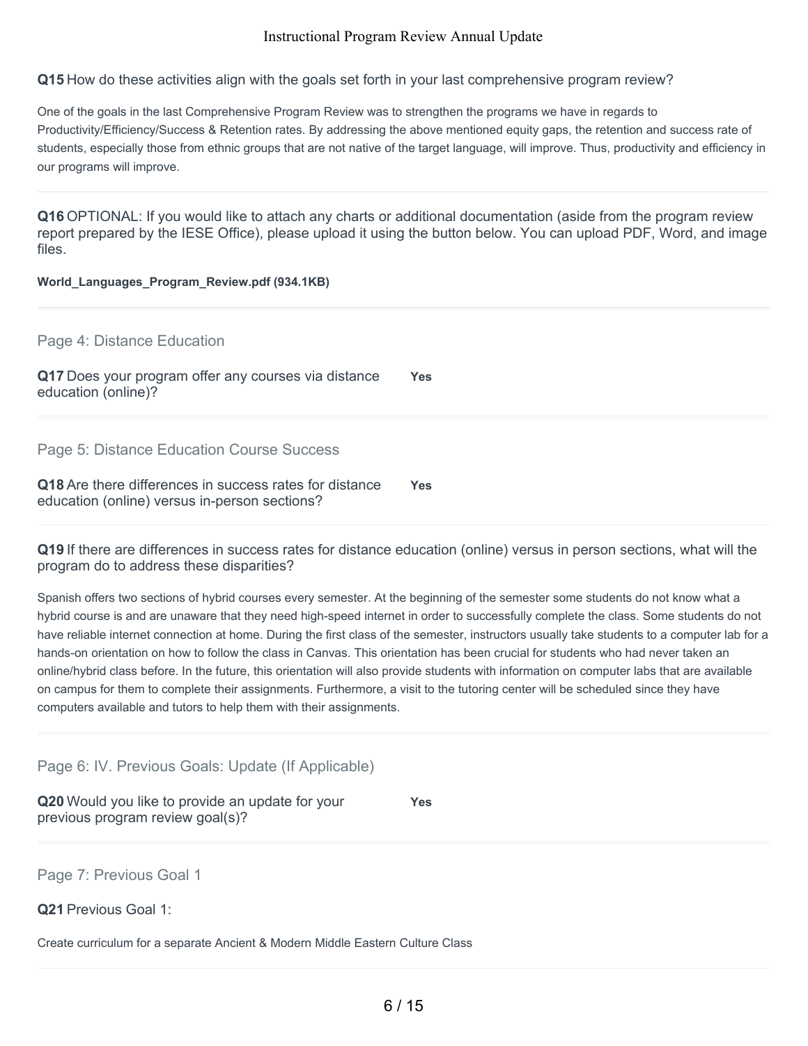**Q15** How do these activities align with the goals set forth in your last comprehensive program review?

One of the goals in the last Comprehensive Program Review was to strengthen the programs we have in regards to Productivity/Efficiency/Success & Retention rates. By addressing the above mentioned equity gaps, the retention and success rate of students, especially those from ethnic groups that are not native of the target language, will improve. Thus, productivity and efficiency in our programs will improve.

**Q16** OPTIONAL: If you would like to attach any charts or additional documentation (aside from the program review report prepared by the IESE Office), please upload it using the button below. You can upload PDF, Word, and image files.

**World_Languages_Program_Review.pdf (934.1KB)**

## Page 4: Distance Education

**Q17** Does your program offer any courses via distance education (online)? **Yes**

## Page 5: Distance Education Course Success

**Q18** Are there differences in success rates for distance education (online) versus in-person sections? **Yes**

**Q19** If there are differences in success rates for distance education (online) versus in person sections, what will the program do to address these disparities?

Spanish offers two sections of hybrid courses every semester. At the beginning of the semester some students do not know what a hybrid course is and are unaware that they need high-speed internet in order to successfully complete the class. Some students do not have reliable internet connection at home. During the first class of the semester, instructors usually take students to a computer lab for a hands-on orientation on how to follow the class in Canvas. This orientation has been crucial for students who had never taken an online/hybrid class before. In the future, this orientation will also provide students with information on computer labs that are available on campus for them to complete their assignments. Furthermore, a visit to the tutoring center will be scheduled since they have computers available and tutors to help them with their assignments.

## Page 6: IV. Previous Goals: Update (If Applicable)

**Q20** Would you like to provide an update for your previous program review goal(s)? **Yes**

## Page 7: Previous Goal 1

**Q21** Previous Goal 1:

Create curriculum for a separate Ancient & Modern Middle Eastern Culture Class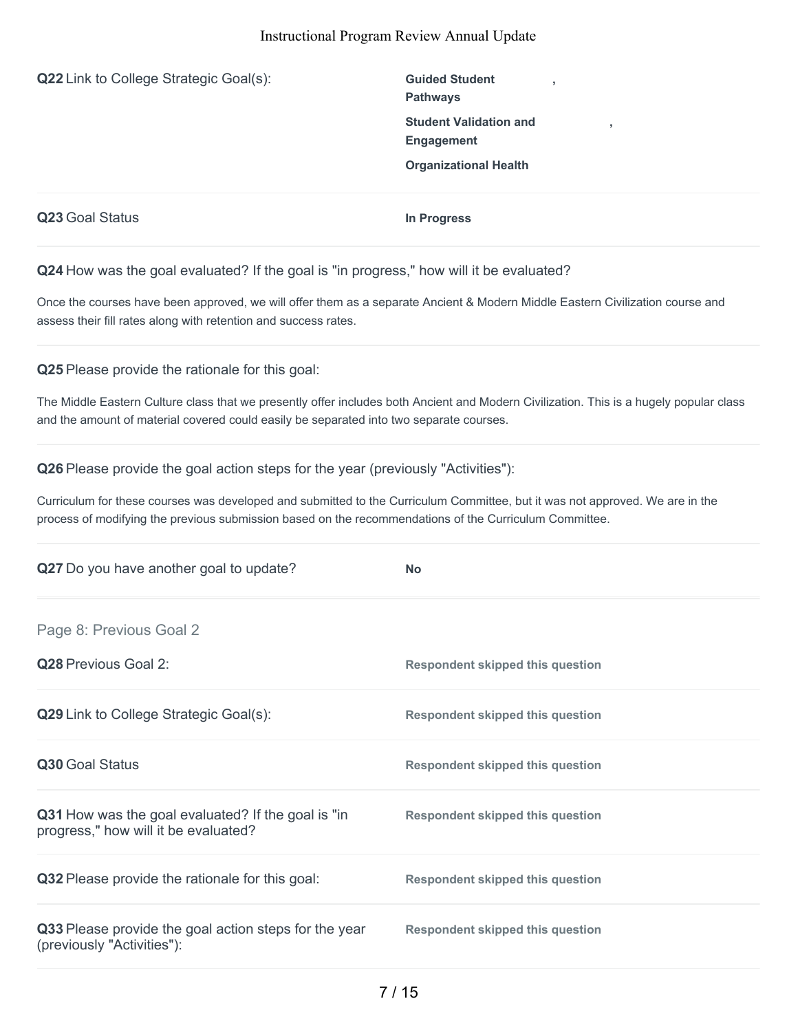**Q22** Link to College Strategic Goal(s):

**Guided Student Pathways**,
**Student Validation and Engagement**,
**Organizational Health**

**Q23** Goal Status

**In Progress**

**Q24** How was the goal evaluated? If the goal is "in progress," how will it be evaluated?

Once the courses have been approved, we will offer them as a separate Ancient & Modern Middle Eastern Civilization course and assess their fill rates along with retention and success rates.

**Q25** Please provide the rationale for this goal:

The Middle Eastern Culture class that we presently offer includes both Ancient and Modern Civilization. This is a hugely popular class and the amount of material covered could easily be separated into two separate courses.

**Q26** Please provide the goal action steps for the year (previously "Activities"):

Curriculum for these courses was developed and submitted to the Curriculum Committee, but it was not approved. We are in the process of modifying the previous submission based on the recommendations of the Curriculum Committee.

**Q27** Do you have another goal to update?

**No**

## Page 8: Previous Goal 2

**Q28** Previous Goal 2:

**Respondent skipped this question**

**Q29** Link to College Strategic Goal(s):

**Respondent skipped this question**

**Q30** Goal Status

**Respondent skipped this question**

**Q31** How was the goal evaluated? If the goal is "in progress," how will it be evaluated?

**Respondent skipped this question**

**Q32** Please provide the rationale for this goal:

**Respondent skipped this question**

**Q33** Please provide the goal action steps for the year (previously "Activities"):

**Respondent skipped this question**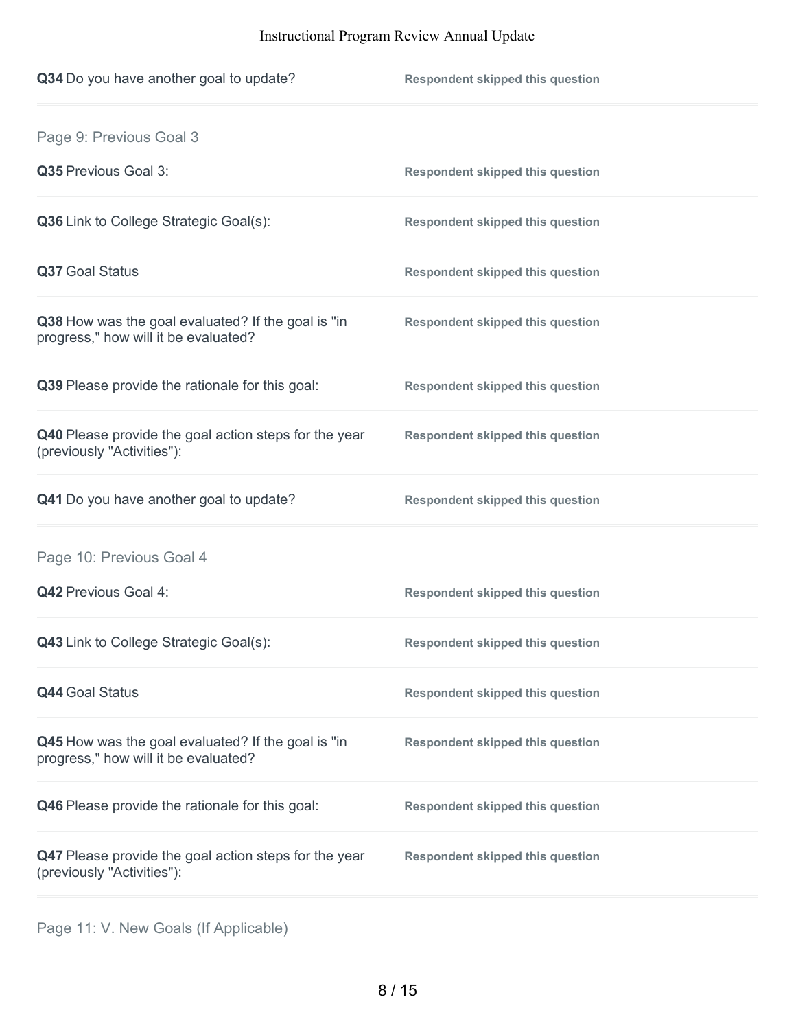**Q34** Do you have another goal to update? — **Respondent skipped this question**

## Page 9: Previous Goal 3

**Q35** Previous Goal 3: — **Respondent skipped this question**

**Q36** Link to College Strategic Goal(s): — **Respondent skipped this question**

**Q37** Goal Status — **Respondent skipped this question**

**Q38** How was the goal evaluated? If the goal is "in progress," how will it be evaluated? — **Respondent skipped this question**

**Q39** Please provide the rationale for this goal: — **Respondent skipped this question**

**Q40** Please provide the goal action steps for the year (previously "Activities"): — **Respondent skipped this question**

**Q41** Do you have another goal to update? — **Respondent skipped this question**

## Page 10: Previous Goal 4

**Q42** Previous Goal 4: — **Respondent skipped this question**

**Q43** Link to College Strategic Goal(s): — **Respondent skipped this question**

**Q44** Goal Status — **Respondent skipped this question**

**Q45** How was the goal evaluated? If the goal is "in progress," how will it be evaluated? — **Respondent skipped this question**

**Q46** Please provide the rationale for this goal: — **Respondent skipped this question**

**Q47** Please provide the goal action steps for the year (previously "Activities"): — **Respondent skipped this question**

## Page 11: V. New Goals (If Applicable)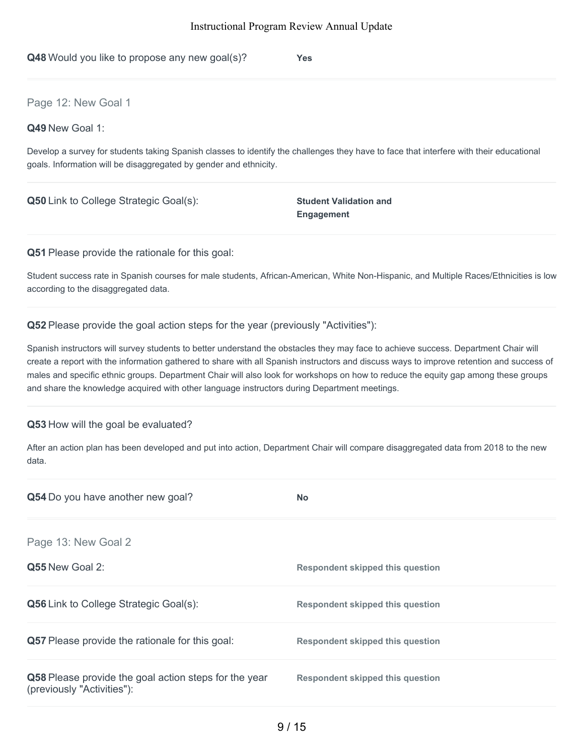**Q48** Would you like to propose any new goal(s)? **Yes**

---

## Page 12: New Goal 1

**Q49** New Goal 1:

Develop a survey for students taking Spanish classes to identify the challenges they have to face that interfere with their educational goals. Information will be disaggregated by gender and ethnicity.

---

**Q50** Link to College Strategic Goal(s): **Student Validation and Engagement**

---

**Q51** Please provide the rationale for this goal:

Student success rate in Spanish courses for male students, African-American, White Non-Hispanic, and Multiple Races/Ethnicities is low according to the disaggregated data.

---

**Q52** Please provide the goal action steps for the year (previously "Activities"):

Spanish instructors will survey students to better understand the obstacles they may face to achieve success. Department Chair will create a report with the information gathered to share with all Spanish instructors and discuss ways to improve retention and success of males and specific ethnic groups. Department Chair will also look for workshops on how to reduce the equity gap among these groups and share the knowledge acquired with other language instructors during Department meetings.

---

**Q53** How will the goal be evaluated?

After an action plan has been developed and put into action, Department Chair will compare disaggregated data from 2018 to the new data.

---

**Q54** Do you have another new goal? **No**

---

## Page 13: New Goal 2

**Q55** New Goal 2: **Respondent skipped this question**

---

**Q56** Link to College Strategic Goal(s): **Respondent skipped this question**

---

**Q57** Please provide the rationale for this goal: **Respondent skipped this question**

---

**Q58** Please provide the goal action steps for the year (previously "Activities"): **Respondent skipped this question**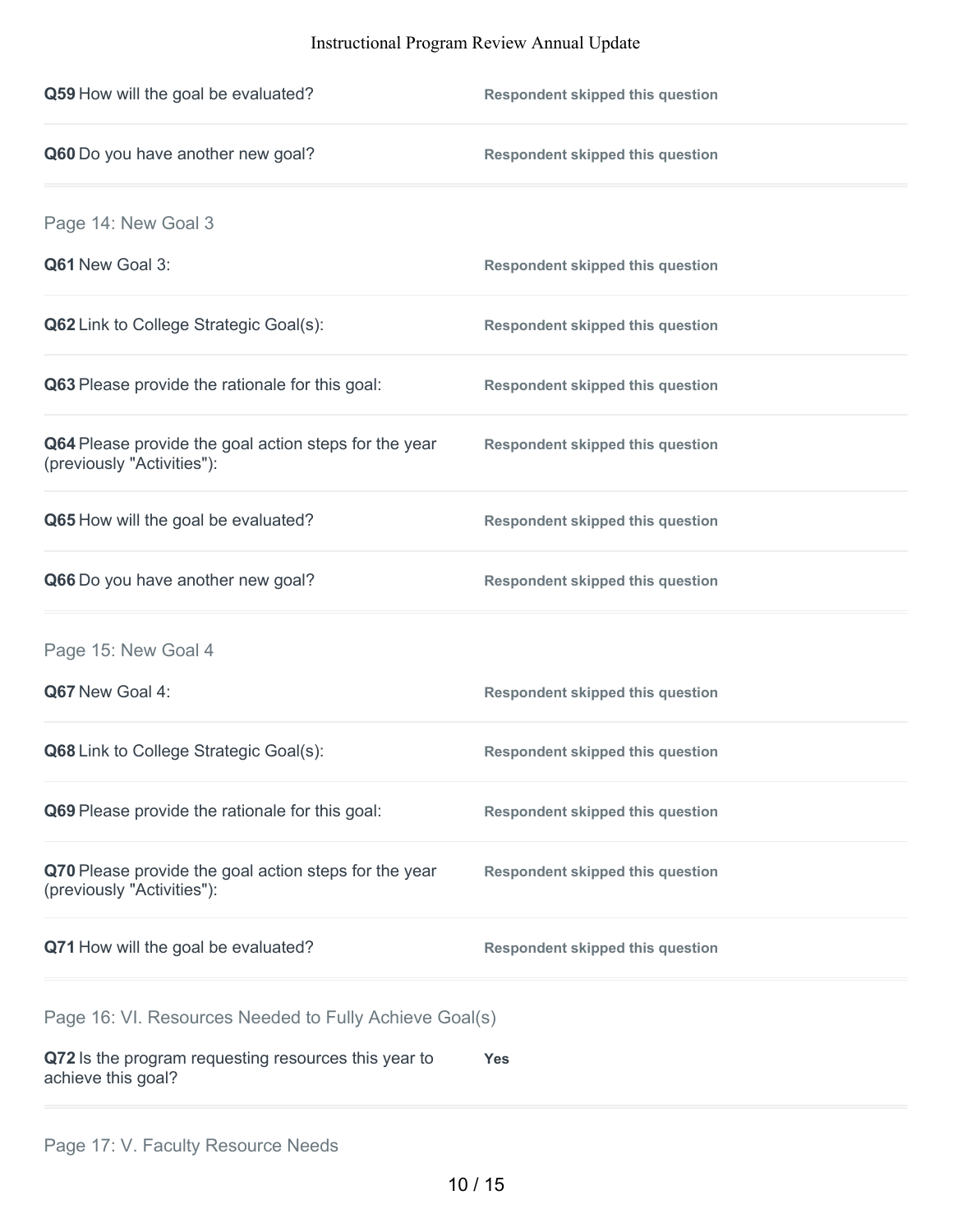**Q59** How will the goal be evaluated? — **Respondent skipped this question**

**Q60** Do you have another new goal? — **Respondent skipped this question**

## Page 14: New Goal 3

**Q61** New Goal 3: — **Respondent skipped this question**

**Q62** Link to College Strategic Goal(s): — **Respondent skipped this question**

**Q63** Please provide the rationale for this goal: — **Respondent skipped this question**

**Q64** Please provide the goal action steps for the year (previously "Activities"): — **Respondent skipped this question**

**Q65** How will the goal be evaluated? — **Respondent skipped this question**

**Q66** Do you have another new goal? — **Respondent skipped this question**

## Page 15: New Goal 4

**Q67** New Goal 4: — **Respondent skipped this question**

**Q68** Link to College Strategic Goal(s): — **Respondent skipped this question**

**Q69** Please provide the rationale for this goal: — **Respondent skipped this question**

**Q70** Please provide the goal action steps for the year (previously "Activities"): — **Respondent skipped this question**

**Q71** How will the goal be evaluated? — **Respondent skipped this question**

## Page 16: VI. Resources Needed to Fully Achieve Goal(s)

**Q72** Is the program requesting resources this year to achieve this goal? — **Yes**

## Page 17: V. Faculty Resource Needs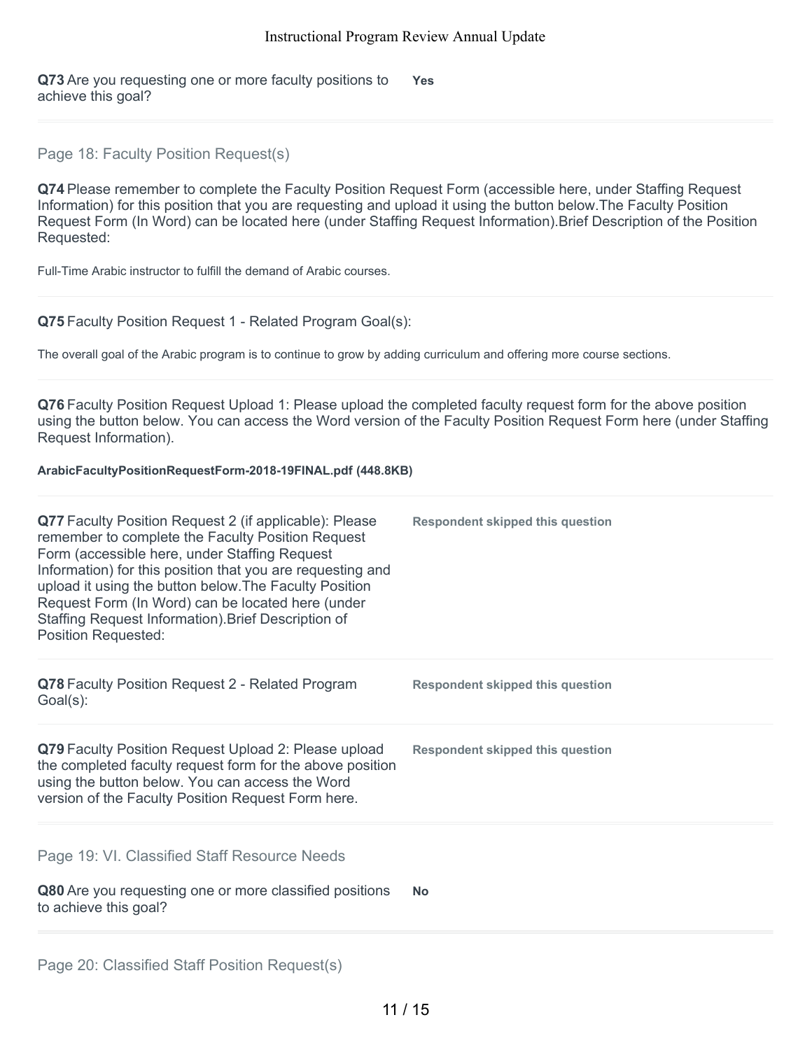**Q73** Are you requesting one or more faculty positions to achieve this goal?

**Yes**

## Page 18: Faculty Position Request(s)

**Q74** Please remember to complete the Faculty Position Request Form (accessible here, under Staffing Request Information) for this position that you are requesting and upload it using the button below.The Faculty Position Request Form (In Word) can be located here (under Staffing Request Information).Brief Description of the Position Requested:

Full-Time Arabic instructor to fulfill the demand of Arabic courses.

**Q75** Faculty Position Request 1 - Related Program Goal(s):

The overall goal of the Arabic program is to continue to grow by adding curriculum and offering more course sections.

**Q76** Faculty Position Request Upload 1: Please upload the completed faculty request form for the above position using the button below. You can access the Word version of the Faculty Position Request Form here (under Staffing Request Information).

**ArabicFacultyPositionRequestForm-2018-19FINAL.pdf (448.8KB)**

**Q77** Faculty Position Request 2 (if applicable): Please remember to complete the Faculty Position Request Form (accessible here, under Staffing Request Information) for this position that you are requesting and upload it using the button below.The Faculty Position Request Form (In Word) can be located here (under Staffing Request Information).Brief Description of Position Requested:

**Respondent skipped this question**

**Q78** Faculty Position Request 2 - Related Program Goal(s):

**Respondent skipped this question**

**Q79** Faculty Position Request Upload 2: Please upload the completed faculty request form for the above position using the button below. You can access the Word version of the Faculty Position Request Form here.

**Respondent skipped this question**

## Page 19: VI. Classified Staff Resource Needs

**Q80** Are you requesting one or more classified positions to achieve this goal?

**No**

## Page 20: Classified Staff Position Request(s)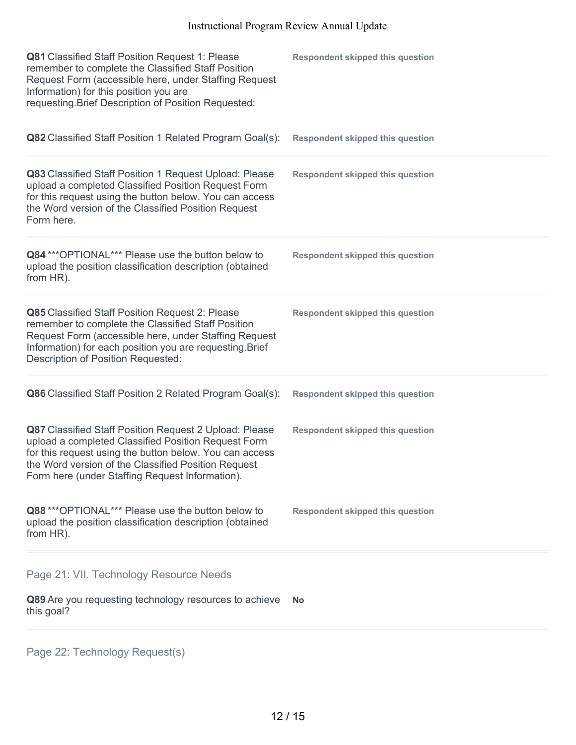**Q81** Classified Staff Position Request 1: Please remember to complete the Classified Staff Position Request Form (accessible here, under Staffing Request Information) for this position you are requesting.Brief Description of Position Requested:

**Respondent skipped this question**

**Q82** Classified Staff Position 1 Related Program Goal(s):

**Respondent skipped this question**

**Q83** Classified Staff Position 1 Request Upload: Please upload a completed Classified Position Request Form for this request using the button below. You can access the Word version of the Classified Position Request Form here.

**Respondent skipped this question**

**Q84** ***OPTIONAL*** Please use the button below to upload the position classification description (obtained from HR).

**Respondent skipped this question**

**Q85** Classified Staff Position Request 2: Please remember to complete the Classified Staff Position Request Form (accessible here, under Staffing Request Information) for each position you are requesting.Brief Description of Position Requested:

**Respondent skipped this question**

**Q86** Classified Staff Position 2 Related Program Goal(s):

**Respondent skipped this question**

**Q87** Classified Staff Position Request 2 Upload: Please upload a completed Classified Position Request Form for this request using the button below. You can access the Word version of the Classified Position Request Form here (under Staffing Request Information).

**Respondent skipped this question**

**Q88** ***OPTIONAL*** Please use the button below to upload the position classification description (obtained from HR).

**Respondent skipped this question**

## Page 21: VII. Technology Resource Needs

**Q89** Are you requesting technology resources to achieve this goal?

**No**

## Page 22: Technology Request(s)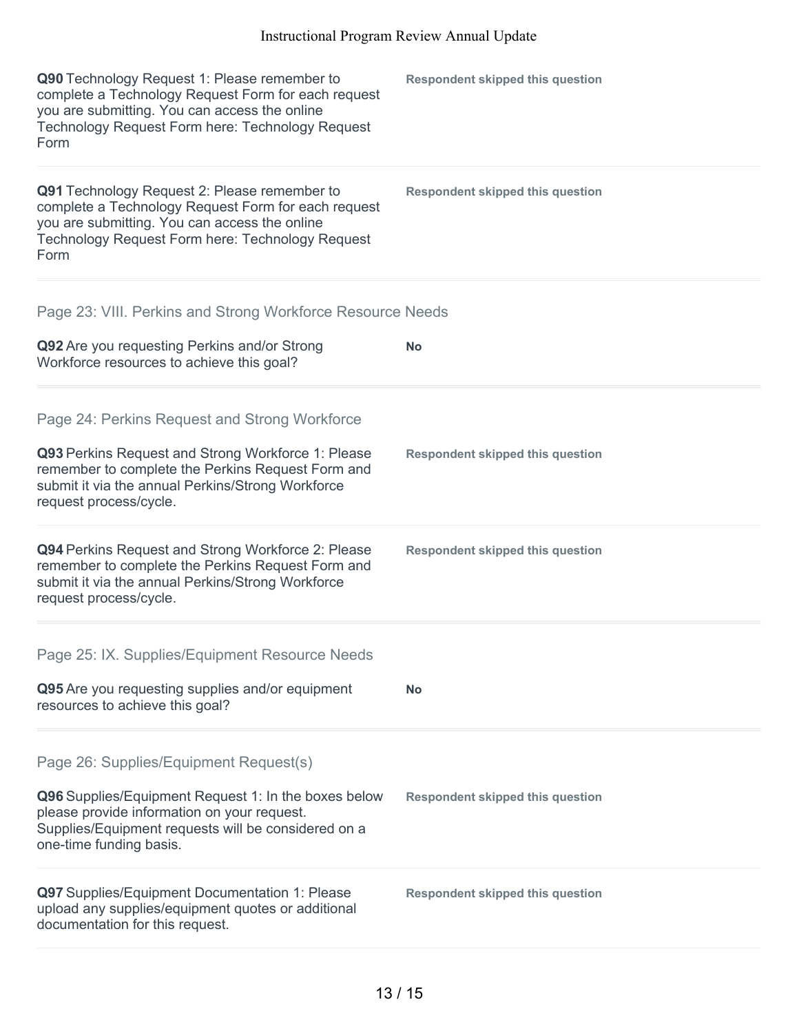**Q90** Technology Request 1: Please remember to complete a Technology Request Form for each request you are submitting. You can access the online Technology Request Form here: Technology Request Form

**Respondent skipped this question**

**Q91** Technology Request 2: Please remember to complete a Technology Request Form for each request you are submitting. You can access the online Technology Request Form here: Technology Request Form

**Respondent skipped this question**

## Page 23: VIII. Perkins and Strong Workforce Resource Needs

**Q92** Are you requesting Perkins and/or Strong Workforce resources to achieve this goal?

**No**

## Page 24: Perkins Request and Strong Workforce

**Q93** Perkins Request and Strong Workforce 1: Please remember to complete the Perkins Request Form and submit it via the annual Perkins/Strong Workforce request process/cycle.

**Respondent skipped this question**

**Q94** Perkins Request and Strong Workforce 2: Please remember to complete the Perkins Request Form and submit it via the annual Perkins/Strong Workforce request process/cycle.

**Respondent skipped this question**

## Page 25: IX. Supplies/Equipment Resource Needs

**Q95** Are you requesting supplies and/or equipment resources to achieve this goal?

**No**

## Page 26: Supplies/Equipment Request(s)

**Q96** Supplies/Equipment Request 1: In the boxes below please provide information on your request. Supplies/Equipment requests will be considered on a one-time funding basis.

**Respondent skipped this question**

**Q97** Supplies/Equipment Documentation 1: Please upload any supplies/equipment quotes or additional documentation for this request.

**Respondent skipped this question**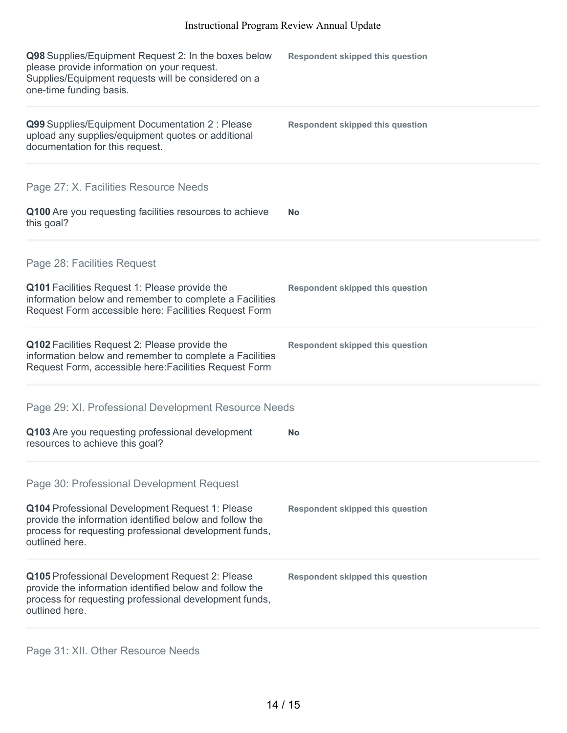**Q98** Supplies/Equipment Request 2: In the boxes below please provide information on your request. Supplies/Equipment requests will be considered on a one-time funding basis.

**Respondent skipped this question**

**Q99** Supplies/Equipment Documentation 2 : Please upload any supplies/equipment quotes or additional documentation for this request.

**Respondent skipped this question**

## Page 27: X. Facilities Resource Needs

**Q100** Are you requesting facilities resources to achieve this goal?

**No**

## Page 28: Facilities Request

**Q101** Facilities Request 1: Please provide the information below and remember to complete a Facilities Request Form accessible here: Facilities Request Form

**Respondent skipped this question**

**Q102** Facilities Request 2: Please provide the information below and remember to complete a Facilities Request Form, accessible here:Facilities Request Form

**Respondent skipped this question**

## Page 29: XI. Professional Development Resource Needs

**Q103** Are you requesting professional development resources to achieve this goal?

**No**

## Page 30: Professional Development Request

**Q104** Professional Development Request 1: Please provide the information identified below and follow the process for requesting professional development funds, outlined here.

**Respondent skipped this question**

**Q105** Professional Development Request 2: Please provide the information identified below and follow the process for requesting professional development funds, outlined here.

**Respondent skipped this question**

## Page 31: XII. Other Resource Needs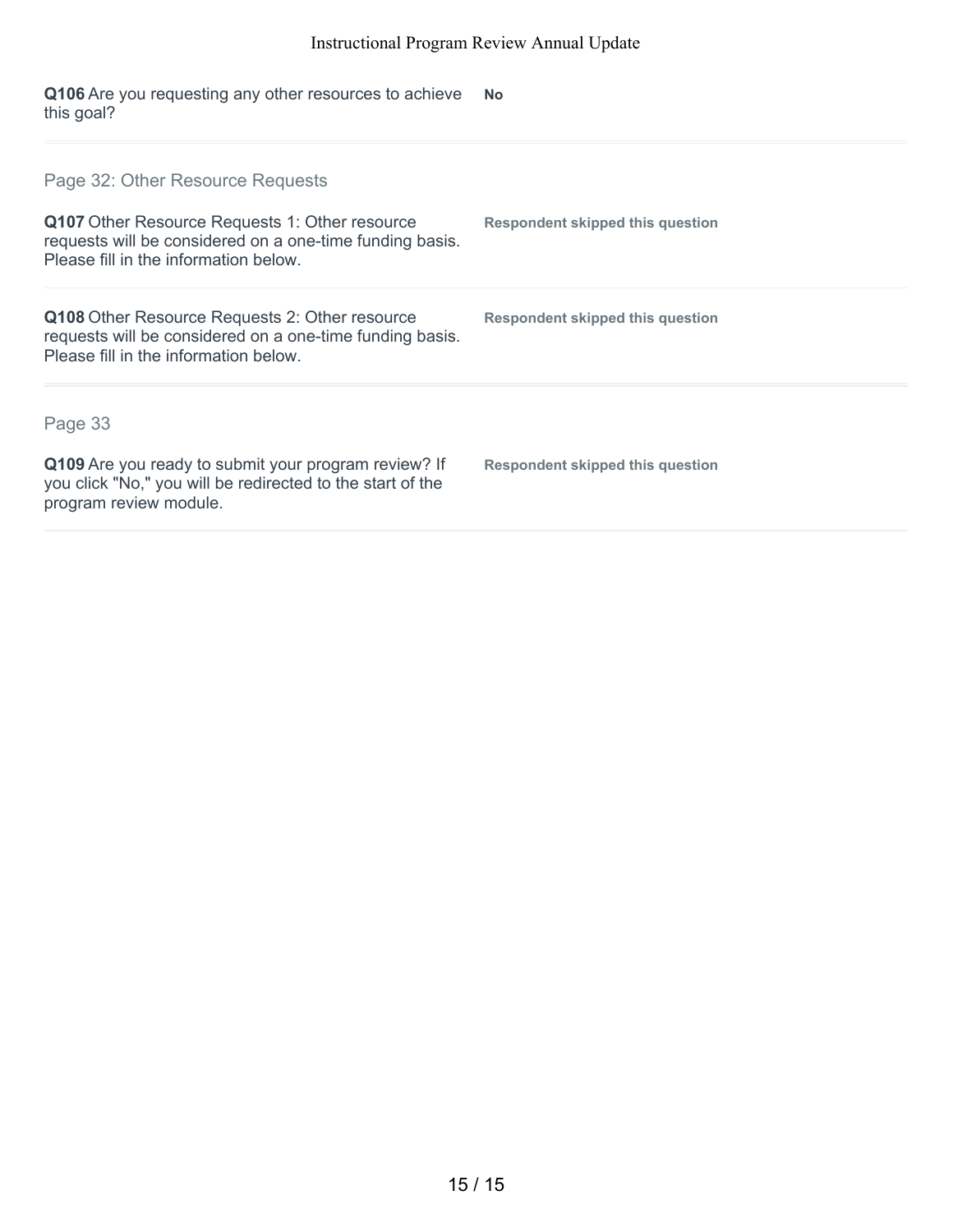**Q106** Are you requesting any other resources to achieve this goal? **No**

## Page 32: Other Resource Requests

**Q107** Other Resource Requests 1: Other resource requests will be considered on a one-time funding basis. Please fill in the information below.

**Respondent skipped this question**

**Q108** Other Resource Requests 2: Other resource requests will be considered on a one-time funding basis. Please fill in the information below.

**Respondent skipped this question**

## Page 33

**Q109** Are you ready to submit your program review? If you click "No," you will be redirected to the start of the program review module.

**Respondent skipped this question**